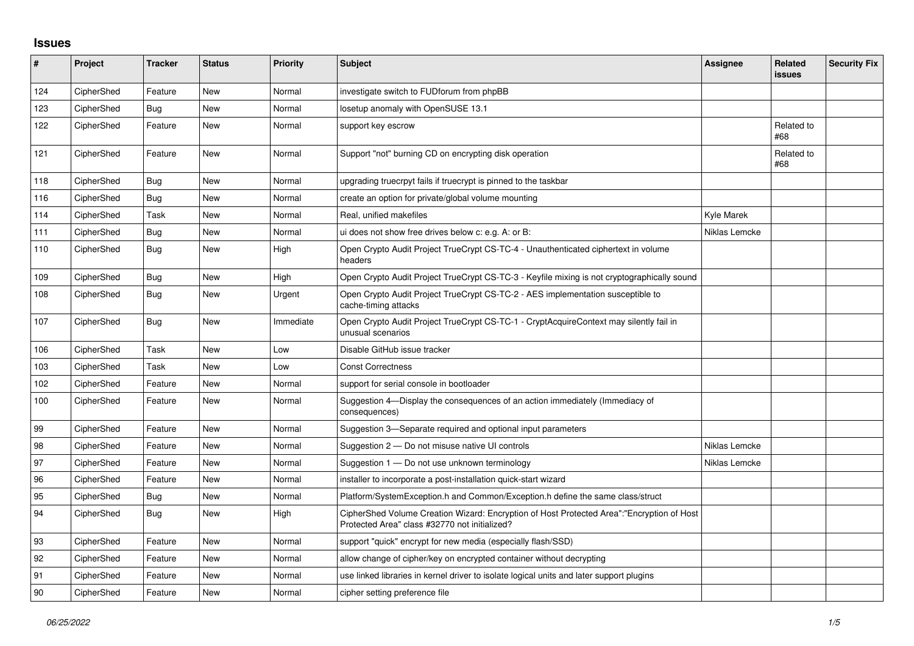## Issues

| # | Project | Tracker | Status | Priority | Subject | Assignee | Related issues | Security Fix |
|---|---|---|---|---|---|---|---|---|
| 124 | CipherShed | Feature | New | Normal | investigate switch to FUDforum from phpBB | | | |
| 123 | CipherShed | Bug | New | Normal | losetup anomaly with OpenSUSE 13.1 | | | |
| 122 | CipherShed | Feature | New | Normal | support key escrow | | Related to #68 | |
| 121 | CipherShed | Feature | New | Normal | Support "not" burning CD on encrypting disk operation | | Related to #68 | |
| 118 | CipherShed | Bug | New | Normal | upgrading truecrpyt fails if truecrypt is pinned to the taskbar | | | |
| 116 | CipherShed | Bug | New | Normal | create an option for private/global volume mounting | | | |
| 114 | CipherShed | Task | New | Normal | Real, unified makefiles | Kyle Marek | | |
| 111 | CipherShed | Bug | New | Normal | ui does not show free drives below c: e.g. A: or B: | Niklas Lemcke | | |
| 110 | CipherShed | Bug | New | High | Open Crypto Audit Project TrueCrypt CS-TC-4 - Unauthenticated ciphertext in volume headers | | | |
| 109 | CipherShed | Bug | New | High | Open Crypto Audit Project TrueCrypt CS-TC-3 - Keyfile mixing is not cryptographically sound | | | |
| 108 | CipherShed | Bug | New | Urgent | Open Crypto Audit Project TrueCrypt CS-TC-2 - AES implementation susceptible to cache-timing attacks | | | |
| 107 | CipherShed | Bug | New | Immediate | Open Crypto Audit Project TrueCrypt CS-TC-1 - CryptAcquireContext may silently fail in unusual scenarios | | | |
| 106 | CipherShed | Task | New | Low | Disable GitHub issue tracker | | | |
| 103 | CipherShed | Task | New | Low | Const Correctness | | | |
| 102 | CipherShed | Feature | New | Normal | support for serial console in bootloader | | | |
| 100 | CipherShed | Feature | New | Normal | Suggestion 4—Display the consequences of an action immediately (Immediacy of consequences) | | | |
| 99 | CipherShed | Feature | New | Normal | Suggestion 3—Separate required and optional input parameters | | | |
| 98 | CipherShed | Feature | New | Normal | Suggestion 2 — Do not misuse native UI controls | Niklas Lemcke | | |
| 97 | CipherShed | Feature | New | Normal | Suggestion 1 — Do not use unknown terminology | Niklas Lemcke | | |
| 96 | CipherShed | Feature | New | Normal | installer to incorporate a post-installation quick-start wizard | | | |
| 95 | CipherShed | Bug | New | Normal | Platform/SystemException.h and Common/Exception.h define the same class/struct | | | |
| 94 | CipherShed | Bug | New | High | CipherShed Volume Creation Wizard: Encryption of Host Protected Area":"Encryption of Host Protected Area" class #32770 not initialized? | | | |
| 93 | CipherShed | Feature | New | Normal | support "quick" encrypt for new media (especially flash/SSD) | | | |
| 92 | CipherShed | Feature | New | Normal | allow change of cipher/key on encrypted container without decrypting | | | |
| 91 | CipherShed | Feature | New | Normal | use linked libraries in kernel driver to isolate logical units and later support plugins | | | |
| 90 | CipherShed | Feature | New | Normal | cipher setting preference file | | | |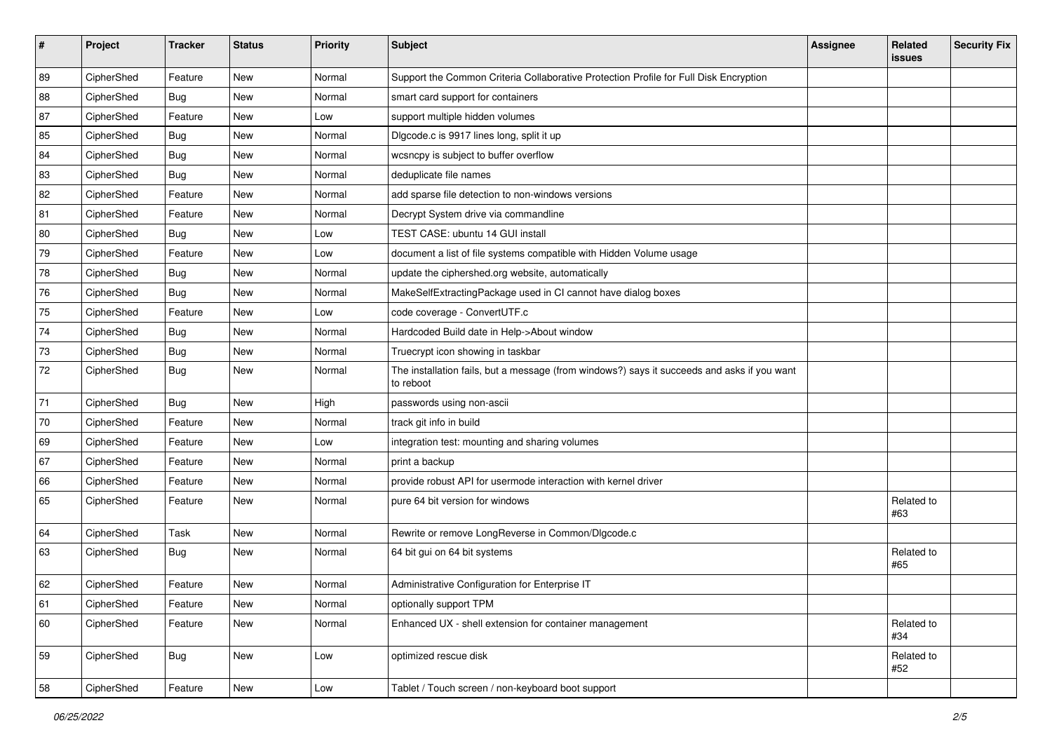| # | Project | Tracker | Status | Priority | Subject | Assignee | Related issues | Security Fix |
|---|---|---|---|---|---|---|---|---|
| 89 | CipherShed | Feature | New | Normal | Support the Common Criteria Collaborative Protection Profile for Full Disk Encryption | | | |
| 88 | CipherShed | Bug | New | Normal | smart card support for containers | | | |
| 87 | CipherShed | Feature | New | Low | support multiple hidden volumes | | | |
| 85 | CipherShed | Bug | New | Normal | Dlgcode.c is 9917 lines long, split it up | | | |
| 84 | CipherShed | Bug | New | Normal | wcsncpy is subject to buffer overflow | | | |
| 83 | CipherShed | Bug | New | Normal | deduplicate file names | | | |
| 82 | CipherShed | Feature | New | Normal | add sparse file detection to non-windows versions | | | |
| 81 | CipherShed | Feature | New | Normal | Decrypt System drive via commandline | | | |
| 80 | CipherShed | Bug | New | Low | TEST CASE: ubuntu 14 GUI install | | | |
| 79 | CipherShed | Feature | New | Low | document a list of file systems compatible with Hidden Volume usage | | | |
| 78 | CipherShed | Bug | New | Normal | update the ciphershed.org website, automatically | | | |
| 76 | CipherShed | Bug | New | Normal | MakeSelfExtractingPackage used in CI cannot have dialog boxes | | | |
| 75 | CipherShed | Feature | New | Low | code coverage - ConvertUTF.c | | | |
| 74 | CipherShed | Bug | New | Normal | Hardcoded Build date in Help->About window | | | |
| 73 | CipherShed | Bug | New | Normal | Truecrypt icon showing in taskbar | | | |
| 72 | CipherShed | Bug | New | Normal | The installation fails, but a message (from windows?) says it succeeds and asks if you want to reboot | | | |
| 71 | CipherShed | Bug | New | High | passwords using non-ascii | | | |
| 70 | CipherShed | Feature | New | Normal | track git info in build | | | |
| 69 | CipherShed | Feature | New | Low | integration test: mounting and sharing volumes | | | |
| 67 | CipherShed | Feature | New | Normal | print a backup | | | |
| 66 | CipherShed | Feature | New | Normal | provide robust API for usermode interaction with kernel driver | | | |
| 65 | CipherShed | Feature | New | Normal | pure 64 bit version for windows | | Related to #63 | |
| 64 | CipherShed | Task | New | Normal | Rewrite or remove LongReverse in Common/Dlgcode.c | | | |
| 63 | CipherShed | Bug | New | Normal | 64 bit gui on 64 bit systems | | Related to #65 | |
| 62 | CipherShed | Feature | New | Normal | Administrative Configuration for Enterprise IT | | | |
| 61 | CipherShed | Feature | New | Normal | optionally support TPM | | | |
| 60 | CipherShed | Feature | New | Normal | Enhanced UX - shell extension for container management | | Related to #34 | |
| 59 | CipherShed | Bug | New | Low | optimized rescue disk | | Related to #52 | |
| 58 | CipherShed | Feature | New | Low | Tablet / Touch screen / non-keyboard boot support | | | |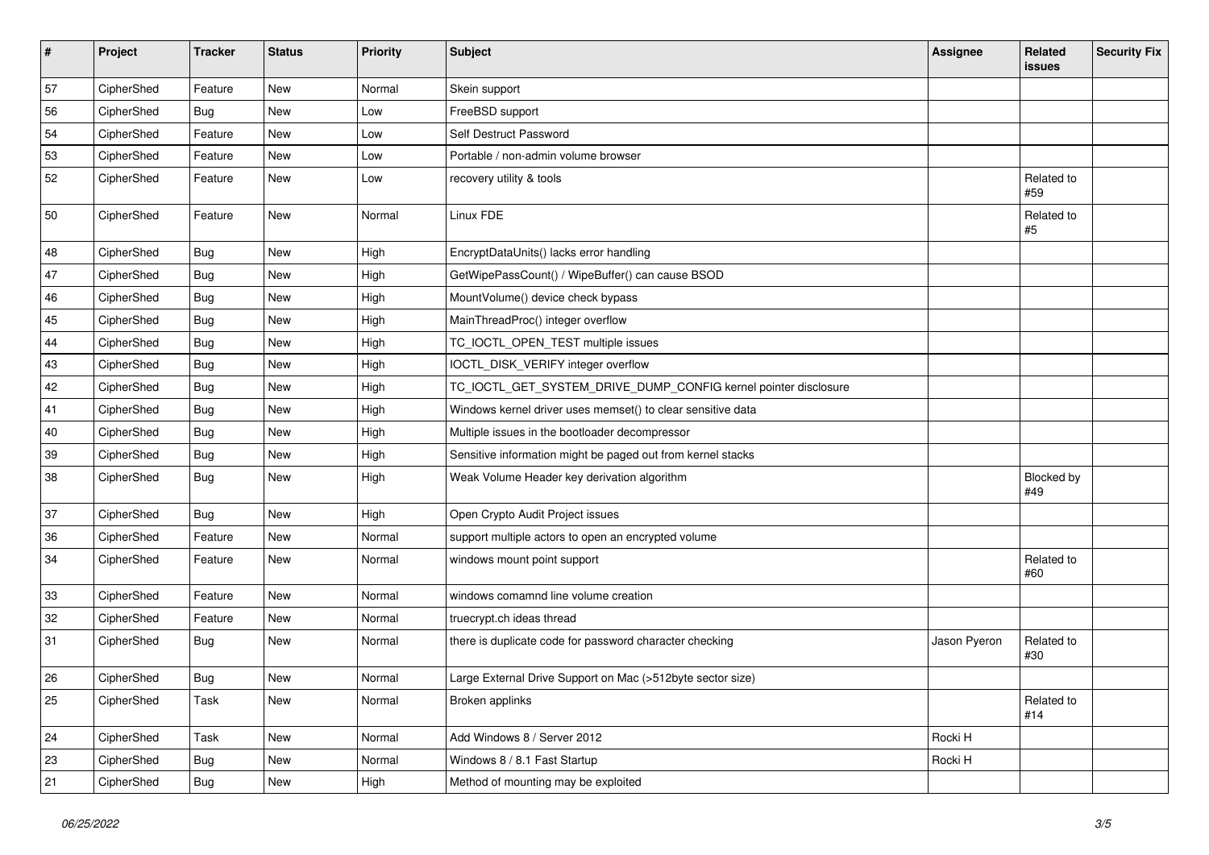| # | Project | Tracker | Status | Priority | Subject | Assignee | Related issues | Security Fix |
|---|---|---|---|---|---|---|---|---|
| 57 | CipherShed | Feature | New | Normal | Skein support | | | |
| 56 | CipherShed | Bug | New | Low | FreeBSD support | | | |
| 54 | CipherShed | Feature | New | Low | Self Destruct Password | | | |
| 53 | CipherShed | Feature | New | Low | Portable / non-admin volume browser | | | |
| 52 | CipherShed | Feature | New | Low | recovery utility & tools | | Related to #59 | |
| 50 | CipherShed | Feature | New | Normal | Linux FDE | | Related to #5 | |
| 48 | CipherShed | Bug | New | High | EncryptDataUnits() lacks error handling | | | |
| 47 | CipherShed | Bug | New | High | GetWipePassCount() / WipeBuffer() can cause BSOD | | | |
| 46 | CipherShed | Bug | New | High | MountVolume() device check bypass | | | |
| 45 | CipherShed | Bug | New | High | MainThreadProc() integer overflow | | | |
| 44 | CipherShed | Bug | New | High | TC_IOCTL_OPEN_TEST multiple issues | | | |
| 43 | CipherShed | Bug | New | High | IOCTL_DISK_VERIFY integer overflow | | | |
| 42 | CipherShed | Bug | New | High | TC_IOCTL_GET_SYSTEM_DRIVE_DUMP_CONFIG kernel pointer disclosure | | | |
| 41 | CipherShed | Bug | New | High | Windows kernel driver uses memset() to clear sensitive data | | | |
| 40 | CipherShed | Bug | New | High | Multiple issues in the bootloader decompressor | | | |
| 39 | CipherShed | Bug | New | High | Sensitive information might be paged out from kernel stacks | | | |
| 38 | CipherShed | Bug | New | High | Weak Volume Header key derivation algorithm | | Blocked by #49 | |
| 37 | CipherShed | Bug | New | High | Open Crypto Audit Project issues | | | |
| 36 | CipherShed | Feature | New | Normal | support multiple actors to open an encrypted volume | | | |
| 34 | CipherShed | Feature | New | Normal | windows mount point support | | Related to #60 | |
| 33 | CipherShed | Feature | New | Normal | windows comamnd line volume creation | | | |
| 32 | CipherShed | Feature | New | Normal | truecrypt.ch ideas thread | | | |
| 31 | CipherShed | Bug | New | Normal | there is duplicate code for password character checking | Jason Pyeron | Related to #30 | |
| 26 | CipherShed | Bug | New | Normal | Large External Drive Support on Mac (>512byte sector size) | | | |
| 25 | CipherShed | Task | New | Normal | Broken applinks | | Related to #14 | |
| 24 | CipherShed | Task | New | Normal | Add Windows 8 / Server 2012 | Rocki H | | |
| 23 | CipherShed | Bug | New | Normal | Windows 8 / 8.1 Fast Startup | Rocki H | | |
| 21 | CipherShed | Bug | New | High | Method of mounting may be exploited | | | |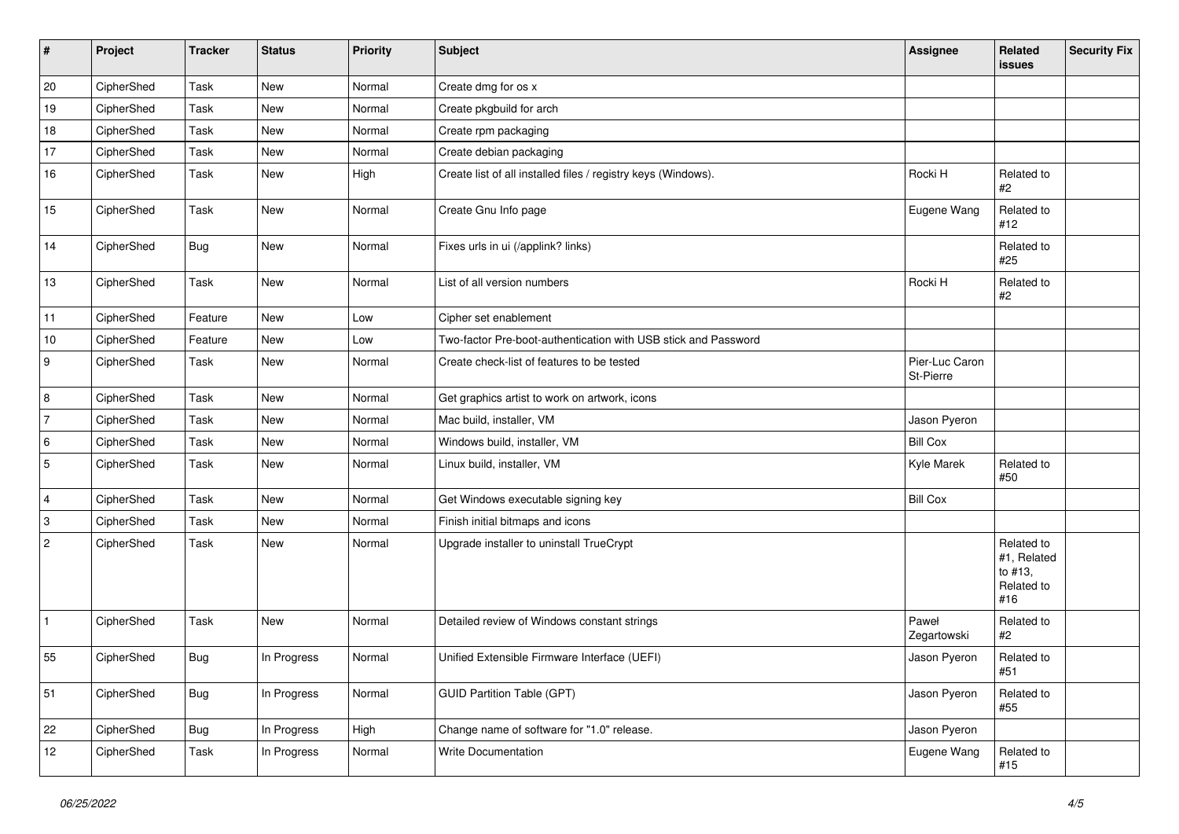| # | Project | Tracker | Status | Priority | Subject | Assignee | Related issues | Security Fix |
|---|---|---|---|---|---|---|---|---|
| 20 | CipherShed | Task | New | Normal | Create dmg for os x | | | |
| 19 | CipherShed | Task | New | Normal | Create pkgbuild for arch | | | |
| 18 | CipherShed | Task | New | Normal | Create rpm packaging | | | |
| 17 | CipherShed | Task | New | Normal | Create debian packaging | | | |
| 16 | CipherShed | Task | New | High | Create list of all installed files / registry keys (Windows). | Rocki H | Related to #2 | |
| 15 | CipherShed | Task | New | Normal | Create Gnu Info page | Eugene Wang | Related to #12 | |
| 14 | CipherShed | Bug | New | Normal | Fixes urls in ui (/applink? links) | | Related to #25 | |
| 13 | CipherShed | Task | New | Normal | List of all version numbers | Rocki H | Related to #2 | |
| 11 | CipherShed | Feature | New | Low | Cipher set enablement | | | |
| 10 | CipherShed | Feature | New | Low | Two-factor Pre-boot-authentication with USB stick and Password | | | |
| 9 | CipherShed | Task | New | Normal | Create check-list of features to be tested | Pier-Luc Caron St-Pierre | | |
| 8 | CipherShed | Task | New | Normal | Get graphics artist to work on artwork, icons | | | |
| 7 | CipherShed | Task | New | Normal | Mac build, installer, VM | Jason Pyeron | | |
| 6 | CipherShed | Task | New | Normal | Windows build, installer, VM | Bill Cox | | |
| 5 | CipherShed | Task | New | Normal | Linux build, installer, VM | Kyle Marek | Related to #50 | |
| 4 | CipherShed | Task | New | Normal | Get Windows executable signing key | Bill Cox | | |
| 3 | CipherShed | Task | New | Normal | Finish initial bitmaps and icons | | | |
| 2 | CipherShed | Task | New | Normal | Upgrade installer to uninstall TrueCrypt | | Related to #1, Related to #13, Related to #16 | |
| 1 | CipherShed | Task | New | Normal | Detailed review of Windows constant strings | Paweł Zegartowski | Related to #2 | |
| 55 | CipherShed | Bug | In Progress | Normal | Unified Extensible Firmware Interface (UEFI) | Jason Pyeron | Related to #51 | |
| 51 | CipherShed | Bug | In Progress | Normal | GUID Partition Table (GPT) | Jason Pyeron | Related to #55 | |
| 22 | CipherShed | Bug | In Progress | High | Change name of software for "1.0" release. | Jason Pyeron | | |
| 12 | CipherShed | Task | In Progress | Normal | Write Documentation | Eugene Wang | Related to #15 | |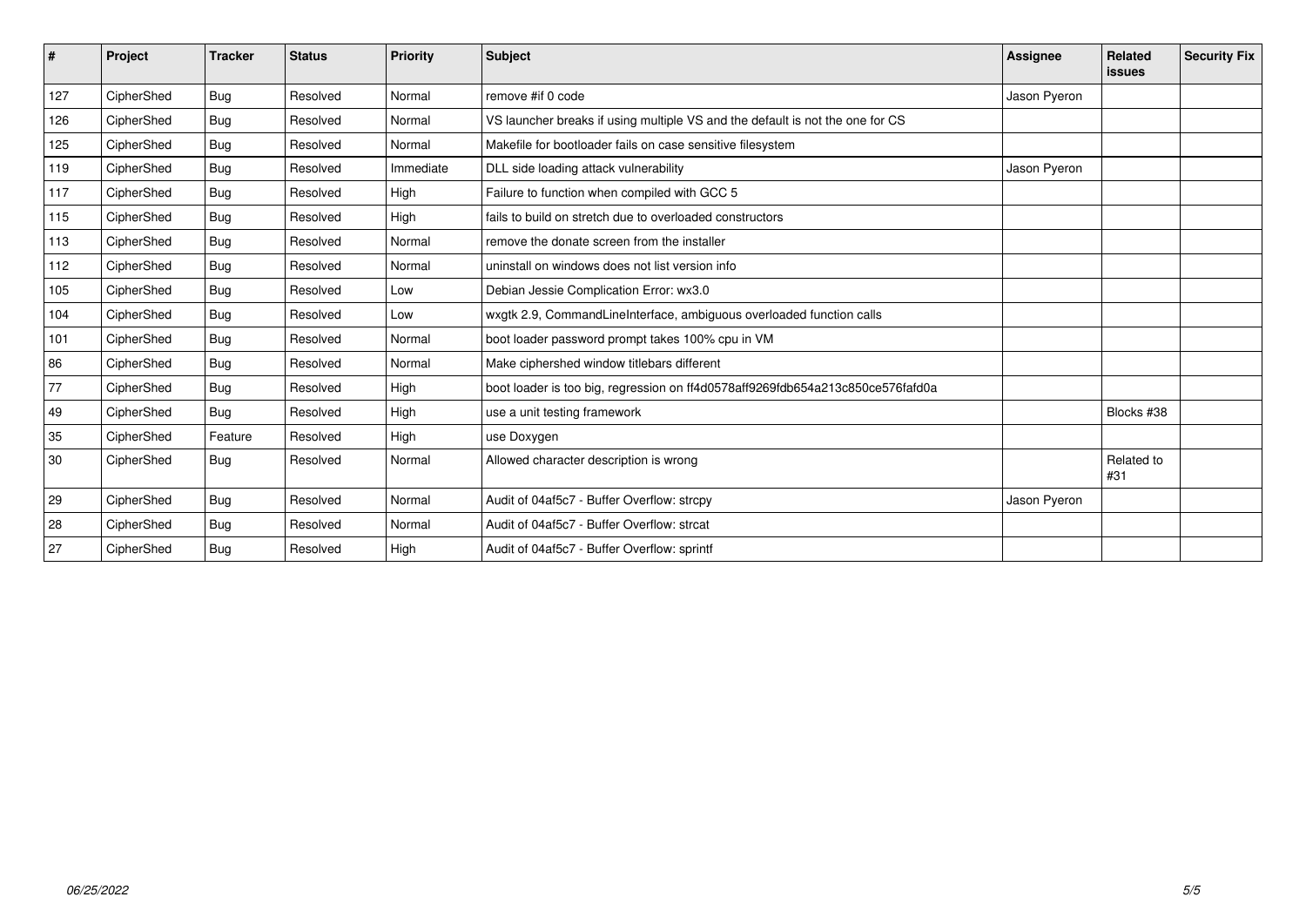| # | Project | Tracker | Status | Priority | Subject | Assignee | Related issues | Security Fix |
|---|---|---|---|---|---|---|---|---|
| 127 | CipherShed | Bug | Resolved | Normal | remove #if 0 code | Jason Pyeron | | |
| 126 | CipherShed | Bug | Resolved | Normal | VS launcher breaks if using multiple VS and the default is not the one for CS | | | |
| 125 | CipherShed | Bug | Resolved | Normal | Makefile for bootloader fails on case sensitive filesystem | | | |
| 119 | CipherShed | Bug | Resolved | Immediate | DLL side loading attack vulnerability | Jason Pyeron | | |
| 117 | CipherShed | Bug | Resolved | High | Failure to function when compiled with GCC 5 | | | |
| 115 | CipherShed | Bug | Resolved | High | fails to build on stretch due to overloaded constructors | | | |
| 113 | CipherShed | Bug | Resolved | Normal | remove the donate screen from the installer | | | |
| 112 | CipherShed | Bug | Resolved | Normal | uninstall on windows does not list version info | | | |
| 105 | CipherShed | Bug | Resolved | Low | Debian Jessie Complication Error: wx3.0 | | | |
| 104 | CipherShed | Bug | Resolved | Low | wxgtk 2.9, CommandLineInterface, ambiguous overloaded function calls | | | |
| 101 | CipherShed | Bug | Resolved | Normal | boot loader password prompt takes 100% cpu in VM | | | |
| 86 | CipherShed | Bug | Resolved | Normal | Make ciphershed window titlebars different | | | |
| 77 | CipherShed | Bug | Resolved | High | boot loader is too big, regression on ff4d0578aff9269fdb654a213c850ce576fafd0a | | | |
| 49 | CipherShed | Bug | Resolved | High | use a unit testing framework | | Blocks #38 | |
| 35 | CipherShed | Feature | Resolved | High | use Doxygen | | | |
| 30 | CipherShed | Bug | Resolved | Normal | Allowed character description is wrong | | Related to #31 | |
| 29 | CipherShed | Bug | Resolved | Normal | Audit of 04af5c7 - Buffer Overflow: strcpy | Jason Pyeron | | |
| 28 | CipherShed | Bug | Resolved | Normal | Audit of 04af5c7 - Buffer Overflow: strcat | | | |
| 27 | CipherShed | Bug | Resolved | High | Audit of 04af5c7 - Buffer Overflow: sprintf | | | |